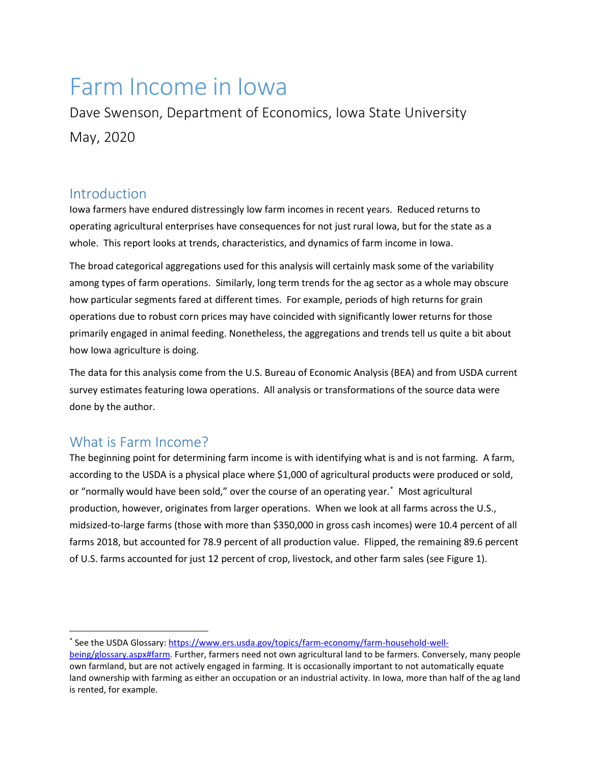# Farm Income in Iowa

Dave Swenson, Department of Economics, Iowa State University

May, 2020

## Introduction

Iowa farmers have endured distressingly low farm incomes in recent years. Reduced returns to operating agricultural enterprises have consequences for not just rural Iowa, but for the state as a whole. This report looks at trends, characteristics, and dynamics of farm income in Iowa.

The broad categorical aggregations used for this analysis will certainly mask some of the variability among types of farm operations. Similarly, long term trends for the ag sector as a whole may obscure how particular segments fared at different times. For example, periods of high returns for grain operations due to robust corn prices may have coincided with significantly lower returns for those primarily engaged in animal feeding. Nonetheless, the aggregations and trends tell us quite a bit about how Iowa agriculture is doing.

The data for this analysis come from the U.S. Bureau of Economic Analysis (BEA) and from USDA current survey estimates featuring Iowa operations. All analysis or transformations of the source data were done by the author.

## What is Farm Income?

The beginning point for determining farm income is with identifying what is and is not farming. A farm, according to the USDA is a physical place where $1,000 of agricultural products were produced or sold, or "normally would have been sold," over the course of an operating year.[*] Most agricultural production, however, originates from larger operations. When we look at all farms across the U.S., midsized-to-large farms (those with more than $350,000 in gross cash incomes) were 10.4 percent of all farms 2018, but accounted for 78.9 percent of all production value. Flipped, the remaining 89.6 percent of U.S. farms accounted for just 12 percent of crop, livestock, and other farm sales (see Figure 1).

---

[*] See the USDA Glossary: https://www.ers.usda.gov/topics/farm-economy/farm-household-well-being/glossary.aspx#farm. Further, farmers need not own agricultural land to be farmers. Conversely, many people own farmland, but are not actively engaged in farming. It is occasionally important to not automatically equate land ownership with farming as either an occupation or an industrial activity. In Iowa, more than half of the ag land is rented, for example.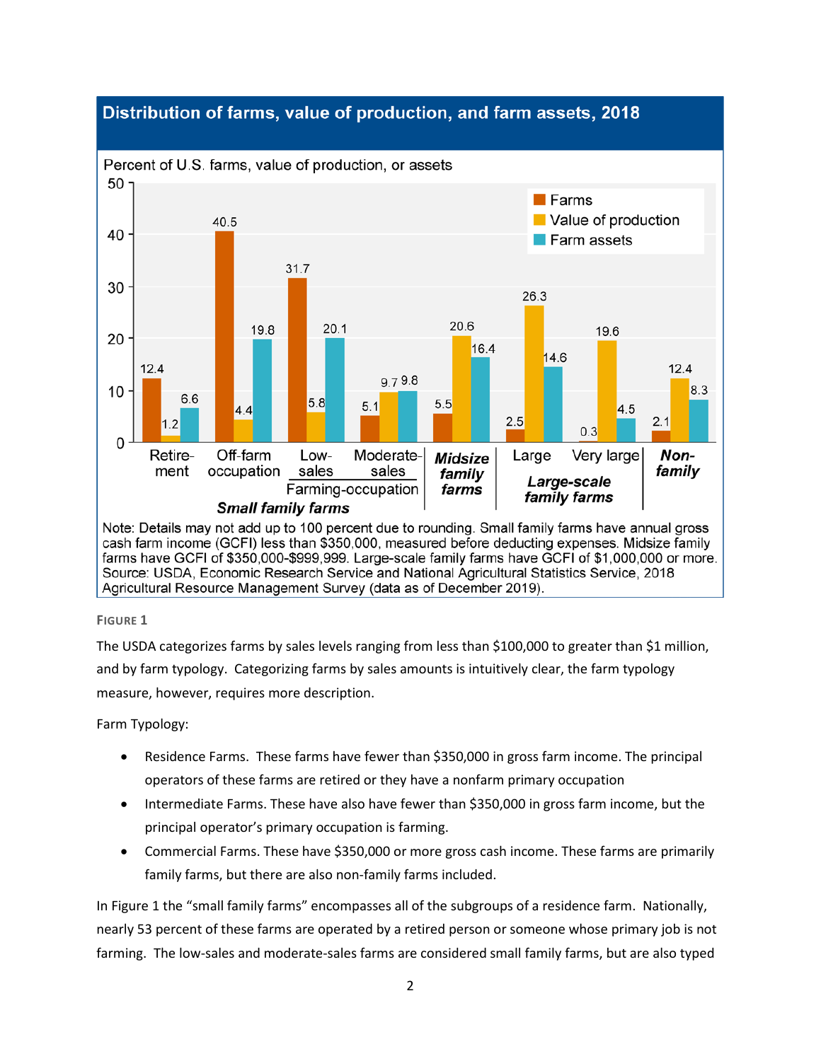## Distribution of farms, value of production, and farm assets, 2018

Percent of U.S. farms, value of production, or assets

| Category | Group | Farms | Value of production | Farm assets |
|---|---|---|---|---|
| Retirement | Small family farms | 12.4 | 1.2 | 6.6 |
| Off-farm occupation | Small family farms | 40.5 | 4.4 | 19.8 |
| Low-sales | Small family farms (Farming-occupation) | 31.7 | 5.8 | 20.1 |
| Moderate-sales | Small family farms (Farming-occupation) | 5.1 | 9.7 | 9.8 |
| *Midsize family farms* | Midsize family farms | 5.5 | 20.6 | 16.4 |
| Large | Large-scale family farms | 2.5 | 26.3 | 14.6 |
| Very large | Large-scale family farms | 0.3 | 19.6 | 4.5 |
| *Non-family* | Non-family | 2.1 | 12.4 | 8.3 |

Note: Details may not add up to 100 percent due to rounding. Small family farms have annual gross cash farm income (GCFI) less than $350,000, measured before deducting expenses. Midsize family farms have GCFI of $350,000-$999,999. Large-scale family farms have GCFI of $1,000,000 or more.
Source: USDA, Economic Research Service and National Agricultural Statistics Service, 2018 Agricultural Resource Management Survey (data as of December 2019).

FIGURE 1

The USDA categorizes farms by sales levels ranging from less than $100,000 to greater than $1 million, and by farm typology. Categorizing farms by sales amounts is intuitively clear, the farm typology measure, however, requires more description.

Farm Typology:

- Residence Farms. These farms have fewer than $350,000 in gross farm income. The principal operators of these farms are retired or they have a nonfarm primary occupation
- Intermediate Farms. These have also have fewer than $350,000 in gross farm income, but the principal operator's primary occupation is farming.
- Commercial Farms. These have $350,000 or more gross cash income. These farms are primarily family farms, but there are also non-family farms included.

In Figure 1 the "small family farms" encompasses all of the subgroups of a residence farm. Nationally, nearly 53 percent of these farms are operated by a retired person or someone whose primary job is not farming. The low-sales and moderate-sales farms are considered small family farms, but are also typed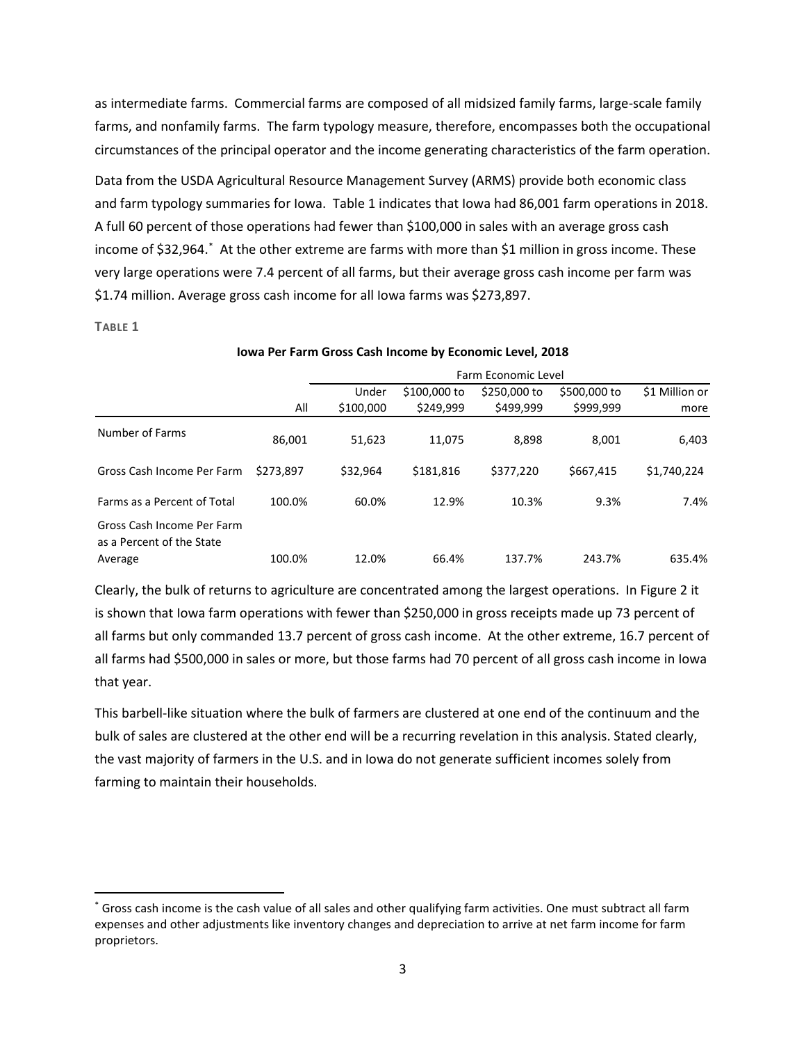as intermediate farms. Commercial farms are composed of all midsized family farms, large-scale family farms, and nonfamily farms. The farm typology measure, therefore, encompasses both the occupational circumstances of the principal operator and the income generating characteristics of the farm operation.

Data from the USDA Agricultural Resource Management Survey (ARMS) provide both economic class and farm typology summaries for Iowa. Table 1 indicates that Iowa had 86,001 farm operations in 2018. A full 60 percent of those operations had fewer than $100,000 in sales with an average gross cash income of $32,964.[*] At the other extreme are farms with more than $1 million in gross income. These very large operations were 7.4 percent of all farms, but their average gross cash income per farm was $1.74 million. Average gross cash income for all Iowa farms was $273,897.

**TABLE 1**

**Iowa Per Farm Gross Cash Income by Economic Level, 2018**

| | | Farm Economic Level | | | | |
|---|---|---|---|---|---|---|
| | All | Under $100,000 | $100,000 to $249,999 | $250,000 to $499,999 | $500,000 to $999,999 | $1 Million or more |
| Number of Farms | 86,001 | 51,623 | 11,075 | 8,898 | 8,001 | 6,403 |
| Gross Cash Income Per Farm | $273,897 | $32,964 | $181,816 | $377,220 | $667,415 | $1,740,224 |
| Farms as a Percent of Total | 100.0% | 60.0% | 12.9% | 10.3% | 9.3% | 7.4% |
| Gross Cash Income Per Farm as a Percent of the State Average | 100.0% | 12.0% | 66.4% | 137.7% | 243.7% | 635.4% |

Clearly, the bulk of returns to agriculture are concentrated among the largest operations. In Figure 2 it is shown that Iowa farm operations with fewer than $250,000 in gross receipts made up 73 percent of all farms but only commanded 13.7 percent of gross cash income. At the other extreme, 16.7 percent of all farms had $500,000 in sales or more, but those farms had 70 percent of all gross cash income in Iowa that year.

This barbell-like situation where the bulk of farmers are clustered at one end of the continuum and the bulk of sales are clustered at the other end will be a recurring revelation in this analysis. Stated clearly, the vast majority of farmers in the U.S. and in Iowa do not generate sufficient incomes solely from farming to maintain their households.

---

[*] Gross cash income is the cash value of all sales and other qualifying farm activities. One must subtract all farm expenses and other adjustments like inventory changes and depreciation to arrive at net farm income for farm proprietors.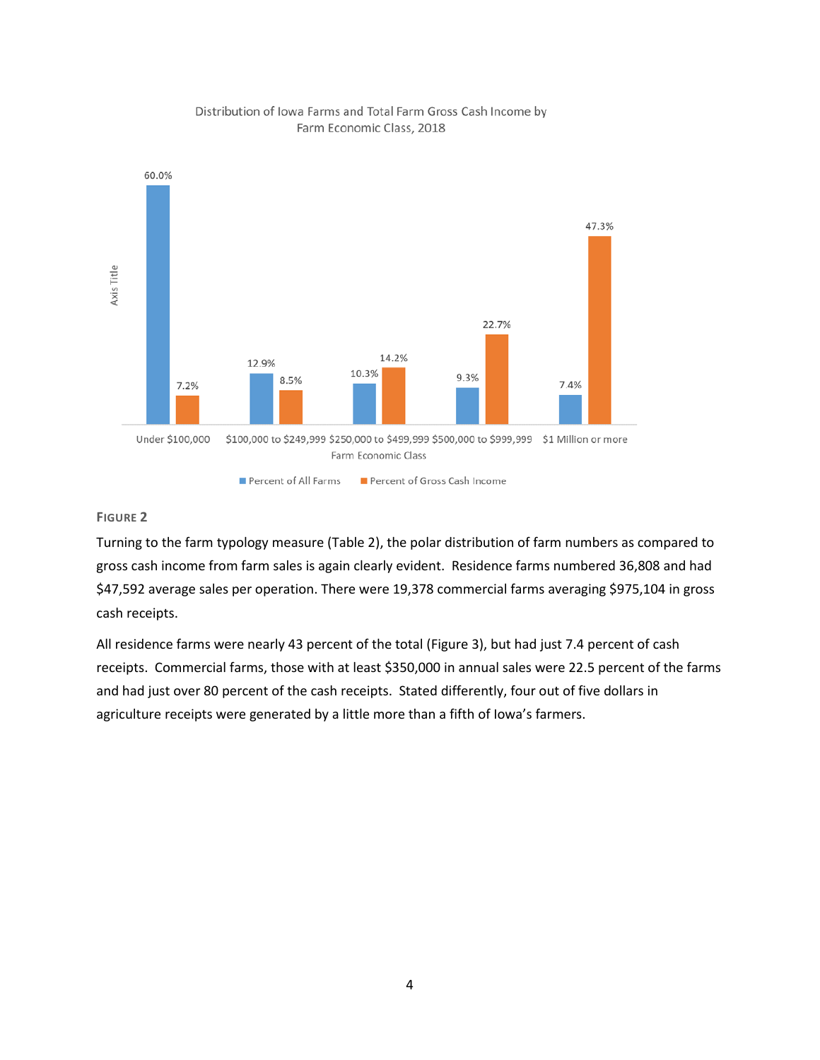Distribution of Iowa Farms and Total Farm Gross Cash Income by Farm Economic Class, 2018

| Farm Economic Class | Percent of All Farms | Percent of Gross Cash Income |
|---|---|---|
| Under $100,000 | 60.0% | 7.2% |
| $100,000 to $249,999 | 12.9% | 8.5% |
| $250,000 to $499,999 | 10.3% | 14.2% |
| $500,000 to $999,999 | 9.3% | 22.7% |
| $1 Million or more | 7.4% | 47.3% |

**FIGURE 2**

Turning to the farm typology measure (Table 2), the polar distribution of farm numbers as compared to gross cash income from farm sales is again clearly evident. Residence farms numbered 36,808 and had $47,592 average sales per operation. There were 19,378 commercial farms averaging $975,104 in gross cash receipts.

All residence farms were nearly 43 percent of the total (Figure 3), but had just 7.4 percent of cash receipts. Commercial farms, those with at least $350,000 in annual sales were 22.5 percent of the farms and had just over 80 percent of the cash receipts. Stated differently, four out of five dollars in agriculture receipts were generated by a little more than a fifth of Iowa's farmers.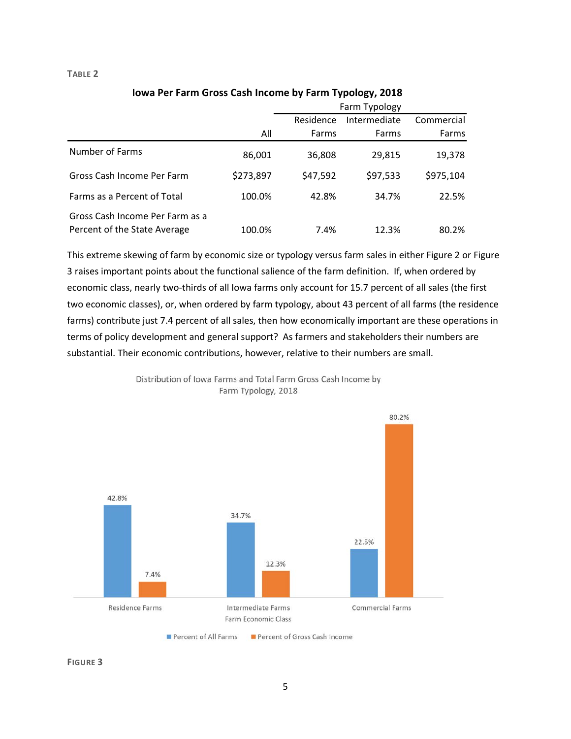**TABLE 2**

**Iowa Per Farm Gross Cash Income by Farm Typology, 2018**

| | | Farm Typology | | |
|---|---|---|---|---|
| | All | Residence Farms | Intermediate Farms | Commercial Farms |
| Number of Farms | 86,001 | 36,808 | 29,815 | 19,378 |
| Gross Cash Income Per Farm | $273,897 | $47,592 | $97,533 | $975,104 |
| Farms as a Percent of Total | 100.0% | 42.8% | 34.7% | 22.5% |
| Gross Cash Income Per Farm as a Percent of the State Average | 100.0% | 7.4% | 12.3% | 80.2% |

This extreme skewing of farm by economic size or typology versus farm sales in either Figure 2 or Figure 3 raises important points about the functional salience of the farm definition. If, when ordered by economic class, nearly two-thirds of all Iowa farms only account for 15.7 percent of all sales (the first two economic classes), or, when ordered by farm typology, about 43 percent of all farms (the residence farms) contribute just 7.4 percent of all sales, then how economically important are these operations in terms of policy development and general support? As farmers and stakeholders their numbers are substantial. Their economic contributions, however, relative to their numbers are small.

Distribution of Iowa Farms and Total Farm Gross Cash Income by Farm Typology, 2018

| Farm Economic Class | Percent of All Farms | Percent of Gross Cash Income |
|---|---|---|
| Residence Farms | 42.8% | 7.4% |
| Intermediate Farms | 34.7% | 12.3% |
| Commercial Farms | 22.5% | 80.2% |

**FIGURE 3**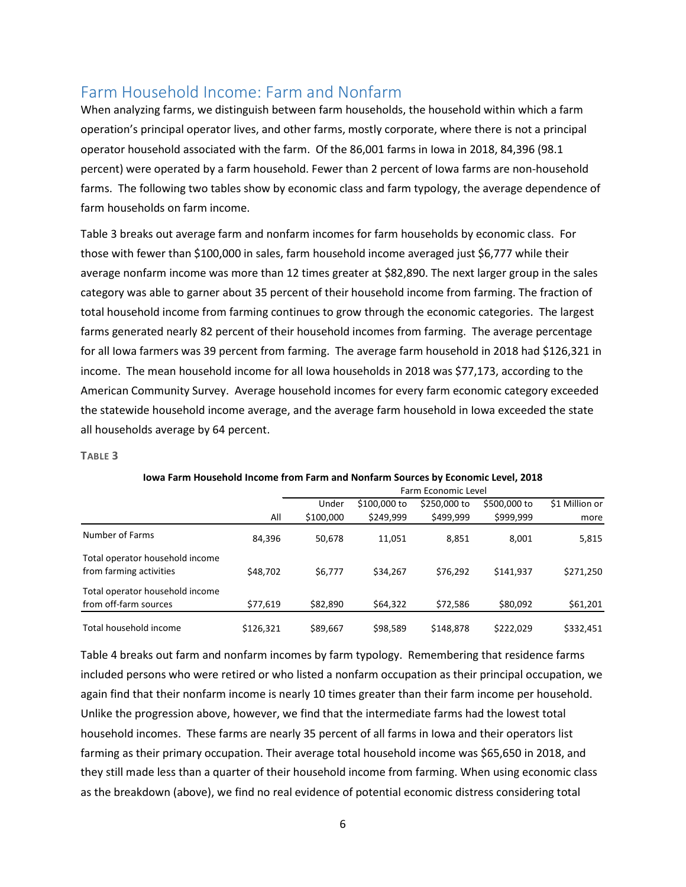## Farm Household Income: Farm and Nonfarm

When analyzing farms, we distinguish between farm households, the household within which a farm operation's principal operator lives, and other farms, mostly corporate, where there is not a principal operator household associated with the farm. Of the 86,001 farms in Iowa in 2018, 84,396 (98.1 percent) were operated by a farm household. Fewer than 2 percent of Iowa farms are non-household farms. The following two tables show by economic class and farm typology, the average dependence of farm households on farm income.

Table 3 breaks out average farm and nonfarm incomes for farm households by economic class. For those with fewer than $100,000 in sales, farm household income averaged just $6,777 while their average nonfarm income was more than 12 times greater at $82,890. The next larger group in the sales category was able to garner about 35 percent of their household income from farming. The fraction of total household income from farming continues to grow through the economic categories. The largest farms generated nearly 82 percent of their household incomes from farming. The average percentage for all Iowa farmers was 39 percent from farming. The average farm household in 2018 had $126,321 in income. The mean household income for all Iowa households in 2018 was $77,173, according to the American Community Survey. Average household incomes for every farm economic category exceeded the statewide household income average, and the average farm household in Iowa exceeded the state all households average by 64 percent.

**TABLE 3**

**Iowa Farm Household Income from Farm and Nonfarm Sources by Economic Level, 2018**

| | | Farm Economic Level | | | | |
|---|---|---|---|---|---|---|
| | All | Under $100,000 | $100,000 to $249,999 | $250,000 to $499,999 | $500,000 to $999,999 | $1 Million or more |
| Number of Farms | 84,396 | 50,678 | 11,051 | 8,851 | 8,001 | 5,815 |
| Total operator household income from farming activities | $48,702 | $6,777 | $34,267 | $76,292 | $141,937 | $271,250 |
| Total operator household income from off-farm sources | $77,619 | $82,890 | $64,322 | $72,586 | $80,092 | $61,201 |
| Total household income | $126,321 | $89,667 | $98,589 | $148,878 | $222,029 | $332,451 |

Table 4 breaks out farm and nonfarm incomes by farm typology. Remembering that residence farms included persons who were retired or who listed a nonfarm occupation as their principal occupation, we again find that their nonfarm income is nearly 10 times greater than their farm income per household. Unlike the progression above, however, we find that the intermediate farms had the lowest total household incomes. These farms are nearly 35 percent of all farms in Iowa and their operators list farming as their primary occupation. Their average total household income was $65,650 in 2018, and they still made less than a quarter of their household income from farming. When using economic class as the breakdown (above), we find no real evidence of potential economic distress considering total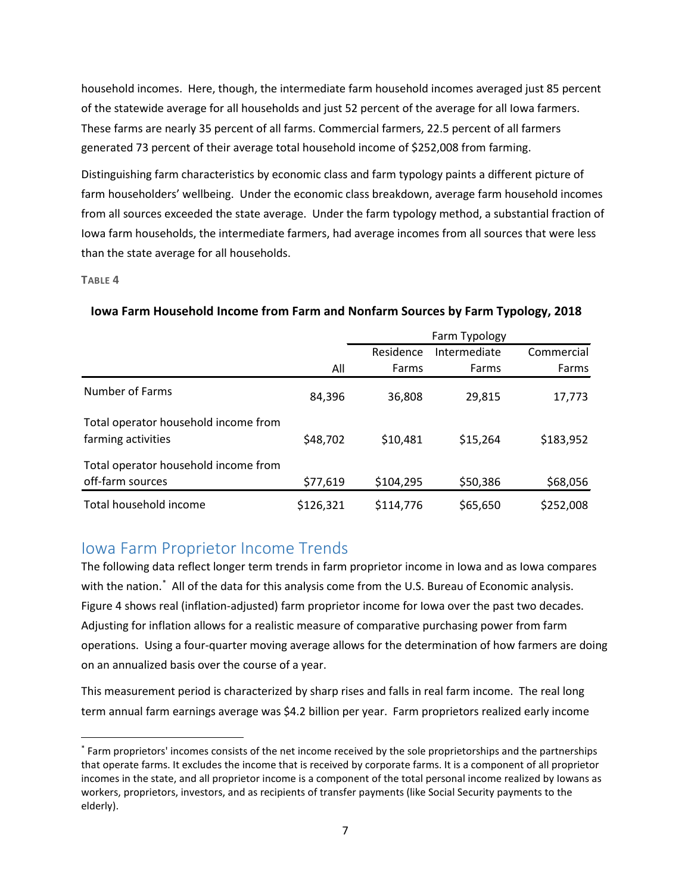household incomes. Here, though, the intermediate farm household incomes averaged just 85 percent of the statewide average for all households and just 52 percent of the average for all Iowa farmers. These farms are nearly 35 percent of all farms. Commercial farmers, 22.5 percent of all farmers generated 73 percent of their average total household income of $252,008 from farming.

Distinguishing farm characteristics by economic class and farm typology paints a different picture of farm householders' wellbeing. Under the economic class breakdown, average farm household incomes from all sources exceeded the state average. Under the farm typology method, a substantial fraction of Iowa farm households, the intermediate farmers, had average incomes from all sources that were less than the state average for all households.

**TABLE 4**

**Iowa Farm Household Income from Farm and Nonfarm Sources by Farm Typology, 2018**

| | | Farm Typology | | |
|---|---|---|---|---|
| | All | Residence Farms | Intermediate Farms | Commercial Farms |
| Number of Farms | 84,396 | 36,808 | 29,815 | 17,773 |
| Total operator household income from farming activities | $48,702 | $10,481 | $15,264 | $183,952 |
| Total operator household income from off-farm sources | $77,619 | $104,295 | $50,386 | $68,056 |
| Total household income | $126,321 | $114,776 | $65,650 | $252,008 |

## Iowa Farm Proprietor Income Trends

The following data reflect longer term trends in farm proprietor income in Iowa and as Iowa compares with the nation.* All of the data for this analysis come from the U.S. Bureau of Economic analysis. Figure 4 shows real (inflation-adjusted) farm proprietor income for Iowa over the past two decades. Adjusting for inflation allows for a realistic measure of comparative purchasing power from farm operations. Using a four-quarter moving average allows for the determination of how farmers are doing on an annualized basis over the course of a year.

This measurement period is characterized by sharp rises and falls in real farm income. The real long term annual farm earnings average was $4.2 billion per year. Farm proprietors realized early income

* Farm proprietors' incomes consists of the net income received by the sole proprietorships and the partnerships that operate farms. It excludes the income that is received by corporate farms. It is a component of all proprietor incomes in the state, and all proprietor income is a component of the total personal income realized by Iowans as workers, proprietors, investors, and as recipients of transfer payments (like Social Security payments to the elderly).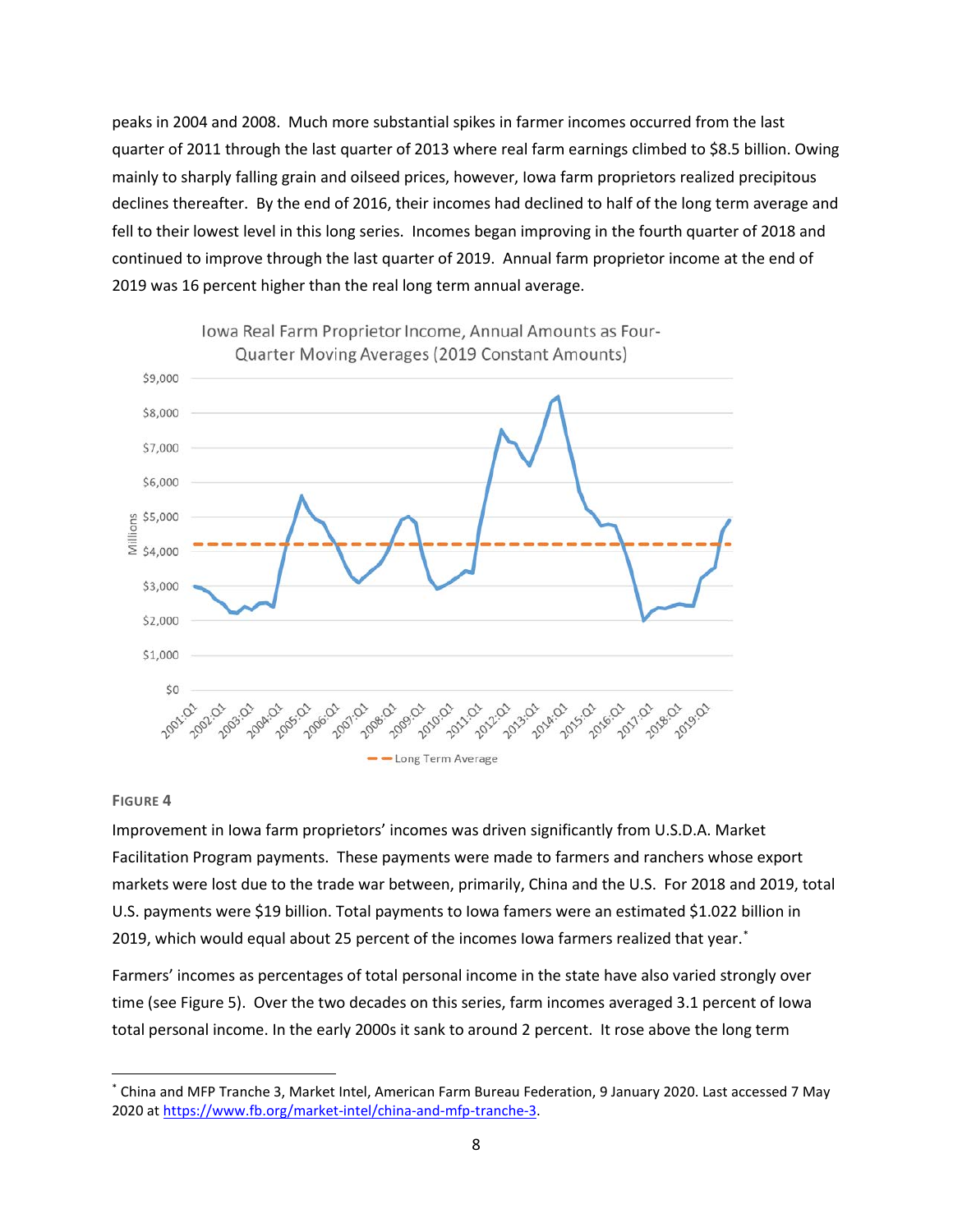peaks in 2004 and 2008. Much more substantial spikes in farmer incomes occurred from the last quarter of 2011 through the last quarter of 2013 where real farm earnings climbed to $8.5 billion. Owing mainly to sharply falling grain and oilseed prices, however, Iowa farm proprietors realized precipitous declines thereafter. By the end of 2016, their incomes had declined to half of the long term average and fell to their lowest level in this long series. Incomes began improving in the fourth quarter of 2018 and continued to improve through the last quarter of 2019. Annual farm proprietor income at the end of 2019 was 16 percent higher than the real long term annual average.

Iowa Real Farm Proprietor Income, Annual Amounts as Four-Quarter Moving Averages (2019 Constant Amounts)

FIGURE 4

Improvement in Iowa farm proprietors' incomes was driven significantly from U.S.D.A. Market Facilitation Program payments. These payments were made to farmers and ranchers whose export markets were lost due to the trade war between, primarily, China and the U.S. For 2018 and 2019, total U.S. payments were $19 billion. Total payments to Iowa famers were an estimated $1.022 billion in 2019, which would equal about 25 percent of the incomes Iowa farmers realized that year.*

Farmers' incomes as percentages of total personal income in the state have also varied strongly over time (see Figure 5). Over the two decades on this series, farm incomes averaged 3.1 percent of Iowa total personal income. In the early 2000s it sank to around 2 percent. It rose above the long term

* China and MFP Tranche 3, Market Intel, American Farm Bureau Federation, 9 January 2020. Last accessed 7 May 2020 at https://www.fb.org/market-intel/china-and-mfp-tranche-3.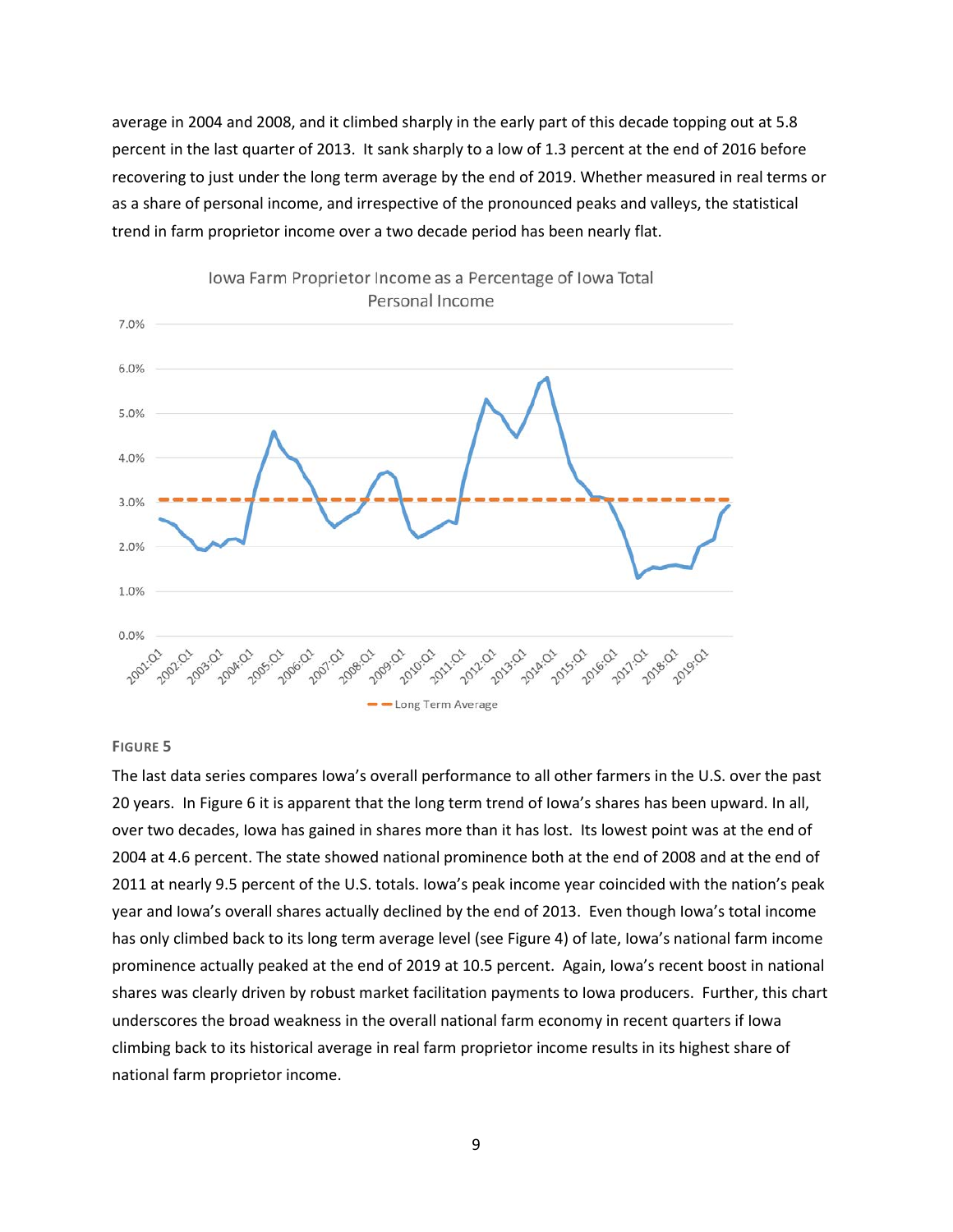average in 2004 and 2008, and it climbed sharply in the early part of this decade topping out at 5.8 percent in the last quarter of 2013. It sank sharply to a low of 1.3 percent at the end of 2016 before recovering to just under the long term average by the end of 2019. Whether measured in real terms or as a share of personal income, and irrespective of the pronounced peaks and valleys, the statistical trend in farm proprietor income over a two decade period has been nearly flat.

**FIGURE 5**

The last data series compares Iowa's overall performance to all other farmers in the U.S. over the past 20 years. In Figure 6 it is apparent that the long term trend of Iowa's shares has been upward. In all, over two decades, Iowa has gained in shares more than it has lost. Its lowest point was at the end of 2004 at 4.6 percent. The state showed national prominence both at the end of 2008 and at the end of 2011 at nearly 9.5 percent of the U.S. totals. Iowa's peak income year coincided with the nation's peak year and Iowa's overall shares actually declined by the end of 2013. Even though Iowa's total income has only climbed back to its long term average level (see Figure 4) of late, Iowa's national farm income prominence actually peaked at the end of 2019 at 10.5 percent. Again, Iowa's recent boost in national shares was clearly driven by robust market facilitation payments to Iowa producers. Further, this chart underscores the broad weakness in the overall national farm economy in recent quarters if Iowa climbing back to its historical average in real farm proprietor income results in its highest share of national farm proprietor income.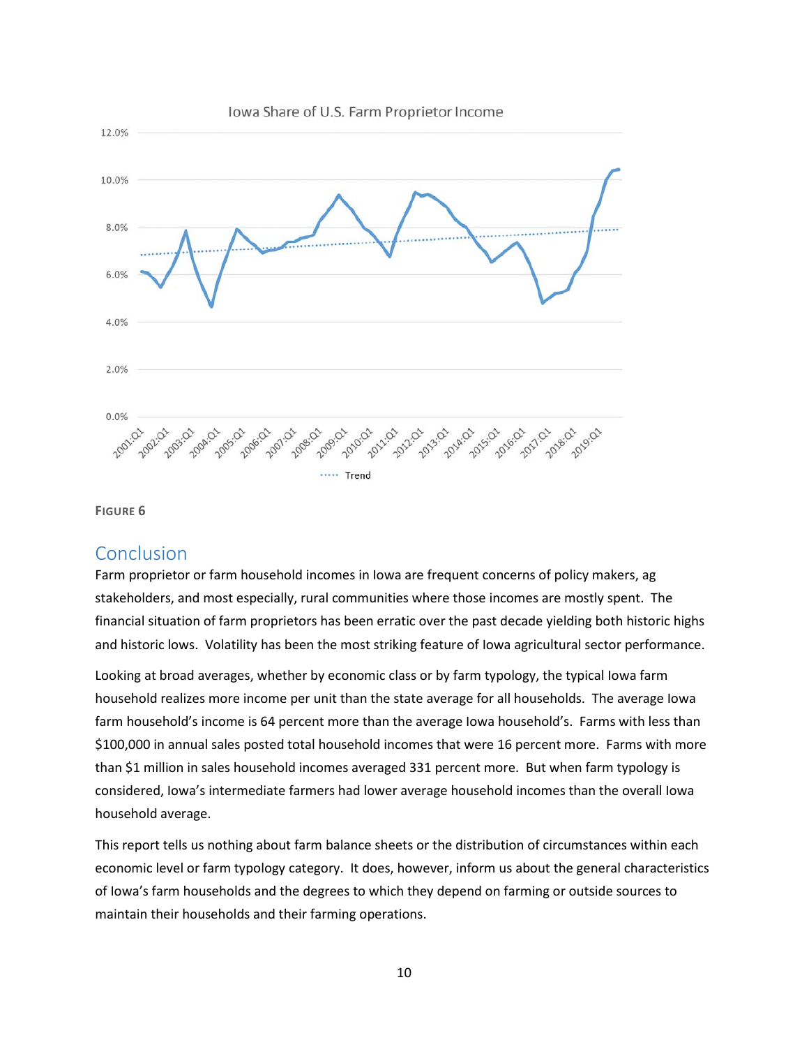FIGURE 6

## Conclusion

Farm proprietor or farm household incomes in Iowa are frequent concerns of policy makers, ag stakeholders, and most especially, rural communities where those incomes are mostly spent. The financial situation of farm proprietors has been erratic over the past decade yielding both historic highs and historic lows. Volatility has been the most striking feature of Iowa agricultural sector performance.

Looking at broad averages, whether by economic class or by farm typology, the typical Iowa farm household realizes more income per unit than the state average for all households. The average Iowa farm household's income is 64 percent more than the average Iowa household's. Farms with less than $100,000 in annual sales posted total household incomes that were 16 percent more. Farms with more than $1 million in sales household incomes averaged 331 percent more. But when farm typology is considered, Iowa's intermediate farmers had lower average household incomes than the overall Iowa household average.

This report tells us nothing about farm balance sheets or the distribution of circumstances within each economic level or farm typology category. It does, however, inform us about the general characteristics of Iowa's farm households and the degrees to which they depend on farming or outside sources to maintain their households and their farming operations.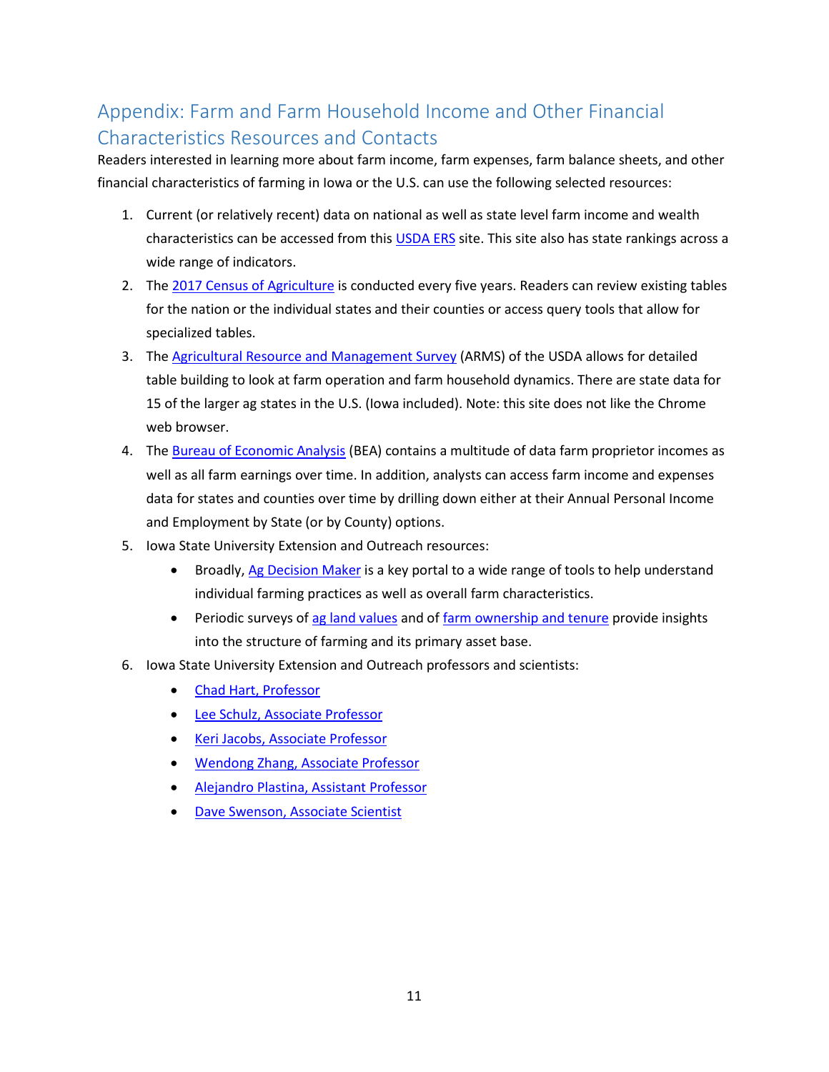## Appendix: Farm and Farm Household Income and Other Financial Characteristics Resources and Contacts

Readers interested in learning more about farm income, farm expenses, farm balance sheets, and other financial characteristics of farming in Iowa or the U.S. can use the following selected resources:

1. Current (or relatively recent) data on national as well as state level farm income and wealth characteristics can be accessed from this USDA ERS site. This site also has state rankings across a wide range of indicators.
2. The 2017 Census of Agriculture is conducted every five years. Readers can review existing tables for the nation or the individual states and their counties or access query tools that allow for specialized tables.
3. The Agricultural Resource and Management Survey (ARMS) of the USDA allows for detailed table building to look at farm operation and farm household dynamics. There are state data for 15 of the larger ag states in the U.S. (Iowa included). Note: this site does not like the Chrome web browser.
4. The Bureau of Economic Analysis (BEA) contains a multitude of data farm proprietor incomes as well as all farm earnings over time. In addition, analysts can access farm income and expenses data for states and counties over time by drilling down either at their Annual Personal Income and Employment by State (or by County) options.
5. Iowa State University Extension and Outreach resources:
   - Broadly, Ag Decision Maker is a key portal to a wide range of tools to help understand individual farming practices as well as overall farm characteristics.
   - Periodic surveys of ag land values and of farm ownership and tenure provide insights into the structure of farming and its primary asset base.
6. Iowa State University Extension and Outreach professors and scientists:
   - Chad Hart, Professor
   - Lee Schulz, Associate Professor
   - Keri Jacobs, Associate Professor
   - Wendong Zhang, Associate Professor
   - Alejandro Plastina, Assistant Professor
   - Dave Swenson, Associate Scientist